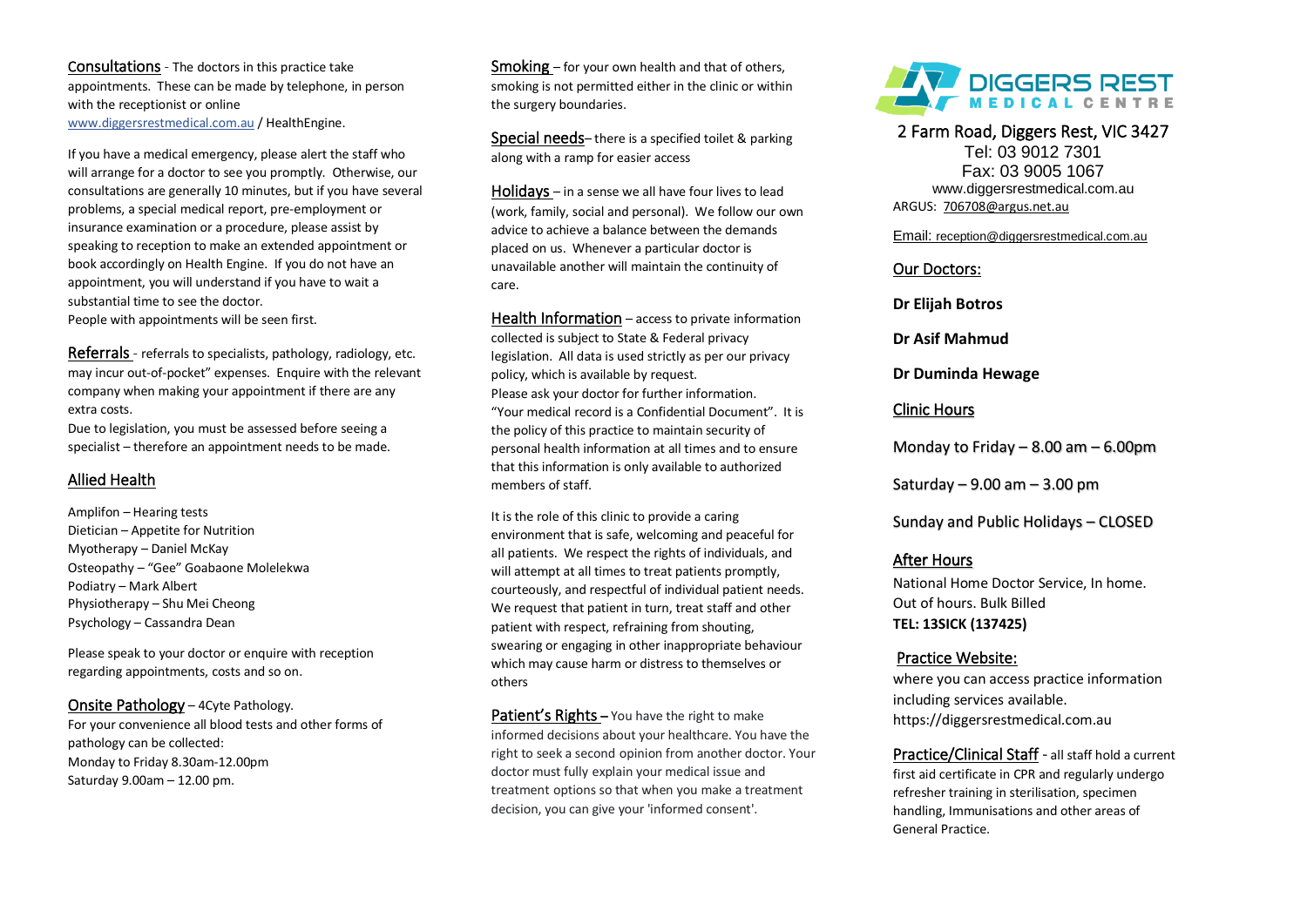## Consultations

The doctors in this practice take appointments. These can be made by telephone, in person with the receptionist or online www.diggersrestmedical.com.au / HealthEngine.

If you have a medical emergency, please alert the staff who will arrange for a doctor to see you promptly. Otherwise, our consultations are generally 10 minutes, but if you have several problems, a special medical report, pre-employment or insurance examination or a procedure, please assist by speaking to reception to make an extended appointment or book accordingly on Health Engine. If you do not have an appointment, you will understand if you have to wait a substantial time to see the doctor.

People with appointments will be seen first.

## Referrals

referrals to specialists, pathology, radiology, etc. may incur out-of-pocket" expenses. Enquire with the relevant company when making your appointment if there are any extra costs.

Due to legislation, you must be assessed before seeing a specialist – therefore an appointment needs to be made.

## Allied Health

Amplifon – Hearing tests
Dietician – Appetite for Nutrition
Myotherapy – Daniel McKay
Osteopathy – "Gee" Goabaone Molelekwa
Podiatry – Mark Albert
Physiotherapy – Shu Mei Cheong
Psychology – Cassandra Dean

Please speak to your doctor or enquire with reception regarding appointments, costs and so on.

## Onsite Pathology

– 4Cyte Pathology.

For your convenience all blood tests and other forms of pathology can be collected:
Monday to Friday 8.30am-12.00pm
Saturday 9.00am – 12.00 pm.

## Smoking

– for your own health and that of others, smoking is not permitted either in the clinic or within the surgery boundaries.

## Special needs

– there is a specified toilet & parking along with a ramp for easier access

## Holidays

– in a sense we all have four lives to lead (work, family, social and personal). We follow our own advice to achieve a balance between the demands placed on us. Whenever a particular doctor is unavailable another will maintain the continuity of care.

## Health Information

– access to private information collected is subject to State & Federal privacy legislation. All data is used strictly as per our privacy policy, which is available by request.
Please ask your doctor for further information.
"Your medical record is a Confidential Document". It is the policy of this practice to maintain security of personal health information at all times and to ensure that this information is only available to authorized members of staff.

It is the role of this clinic to provide a caring environment that is safe, welcoming and peaceful for all patients. We respect the rights of individuals, and will attempt at all times to treat patients promptly, courteously, and respectful of individual patient needs. We request that patient in turn, treat staff and other patient with respect, refraining from shouting, swearing or engaging in other inappropriate behaviour which may cause harm or distress to themselves or others

## Patient's Rights

– You have the right to make informed decisions about your healthcare. You have the right to seek a second opinion from another doctor. Your doctor must fully explain your medical issue and treatment options so that when you make a treatment decision, you can give your 'informed consent'.

# DIGGERS REST MEDICAL CENTRE

2 Farm Road, Diggers Rest, VIC 3427
Tel: 03 9012 7301
Fax: 03 9005 1067
www.diggersrestmedical.com.au
ARGUS: 706708@argus.net.au

Email: reception@diggersrestmedical.com.au

## Our Doctors:

**Dr Elijah Botros**

**Dr Asif Mahmud**

**Dr Duminda Hewage**

## Clinic Hours

Monday to Friday – 8.00 am – 6.00pm

Saturday – 9.00 am – 3.00 pm

Sunday and Public Holidays – CLOSED

## After Hours

National Home Doctor Service, In home.
Out of hours. Bulk Billed
**TEL: 13SICK (137425)**

## Practice Website:

where you can access practice information including services available.
https://diggersrestmedical.com.au

## Practice/Clinical Staff

- all staff hold a current first aid certificate in CPR and regularly undergo refresher training in sterilisation, specimen handling, Immunisations and other areas of General Practice.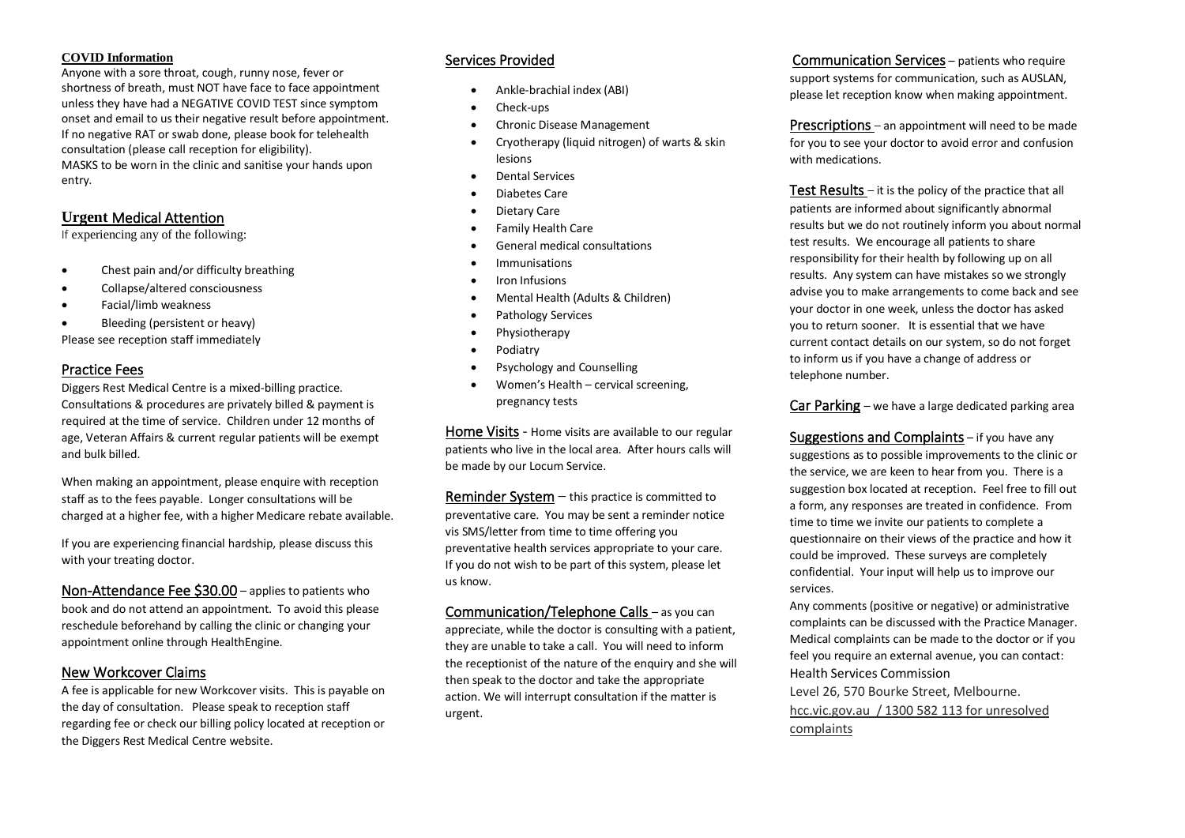**COVID Information**

Anyone with a sore throat, cough, runny nose, fever or shortness of breath, must NOT have face to face appointment unless they have had a NEGATIVE COVID TEST since symptom onset and email to us their negative result before appointment. If no negative RAT or swab done, please book for telehealth consultation (please call reception for eligibility).
MASKS to be worn in the clinic and sanitise your hands upon entry.

## **Urgent** Medical Attention

If experiencing any of the following:

- Chest pain and/or difficulty breathing
- Collapse/altered consciousness
- Facial/limb weakness
- Bleeding (persistent or heavy)

Please see reception staff immediately

## Practice Fees

Diggers Rest Medical Centre is a mixed-billing practice. Consultations & procedures are privately billed & payment is required at the time of service. Children under 12 months of age, Veteran Affairs & current regular patients will be exempt and bulk billed.

When making an appointment, please enquire with reception staff as to the fees payable. Longer consultations will be charged at a higher fee, with a higher Medicare rebate available.

If you are experiencing financial hardship, please discuss this with your treating doctor.

**Non-Attendance Fee $30.00** – applies to patients who book and do not attend an appointment. To avoid this please reschedule beforehand by calling the clinic or changing your appointment online through HealthEngine.

## New Workcover Claims

A fee is applicable for new Workcover visits. This is payable on the day of consultation. Please speak to reception staff regarding fee or check our billing policy located at reception or the Diggers Rest Medical Centre website.

## Services Provided

- Ankle-brachial index (ABI)
- Check-ups
- Chronic Disease Management
- Cryotherapy (liquid nitrogen) of warts & skin lesions
- Dental Services
- Diabetes Care
- Dietary Care
- Family Health Care
- General medical consultations
- Immunisations
- Iron Infusions
- Mental Health (Adults & Children)
- Pathology Services
- Physiotherapy
- Podiatry
- Psychology and Counselling
- Women's Health – cervical screening, pregnancy tests

**Home Visits** - Home visits are available to our regular patients who live in the local area. After hours calls will be made by our Locum Service.

**Reminder System** – this practice is committed to preventative care. You may be sent a reminder notice vis SMS/letter from time to time offering you preventative health services appropriate to your care. If you do not wish to be part of this system, please let us know.

**Communication/Telephone Calls** – as you can appreciate, while the doctor is consulting with a patient, they are unable to take a call. You will need to inform the receptionist of the nature of the enquiry and she will then speak to the doctor and take the appropriate action. We will interrupt consultation if the matter is urgent.

**Communication Services** – patients who require support systems for communication, such as AUSLAN, please let reception know when making appointment.

**Prescriptions** – an appointment will need to be made for you to see your doctor to avoid error and confusion with medications.

**Test Results** – it is the policy of the practice that all patients are informed about significantly abnormal results but we do not routinely inform you about normal test results. We encourage all patients to share responsibility for their health by following up on all results. Any system can have mistakes so we strongly advise you to make arrangements to come back and see your doctor in one week, unless the doctor has asked you to return sooner. It is essential that we have current contact details on our system, so do not forget to inform us if you have a change of address or telephone number.

**Car Parking** – we have a large dedicated parking area

**Suggestions and Complaints** – if you have any suggestions as to possible improvements to the clinic or the service, we are keen to hear from you. There is a suggestion box located at reception. Feel free to fill out a form, any responses are treated in confidence. From time to time we invite our patients to complete a questionnaire on their views of the practice and how it could be improved. These surveys are completely confidential. Your input will help us to improve our services.

Any comments (positive or negative) or administrative complaints can be discussed with the Practice Manager. Medical complaints can be made to the doctor or if you feel you require an external avenue, you can contact:

Health Services Commission
Level 26, 570 Bourke Street, Melbourne.
hcc.vic.gov.au / 1300 582 113 for unresolved complaints